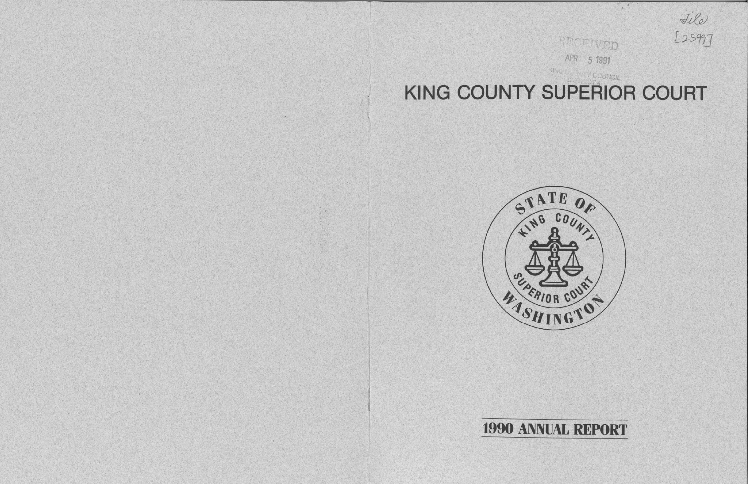File
[2599]

RECEIVED

APR 5 1991

KING COUNTY COUNCIL

# KING COUNTY SUPERIOR COURT

STATE OF WASHINGTON
KING COUNTY
SUPERIOR COURT

## 1990 ANNUAL REPORT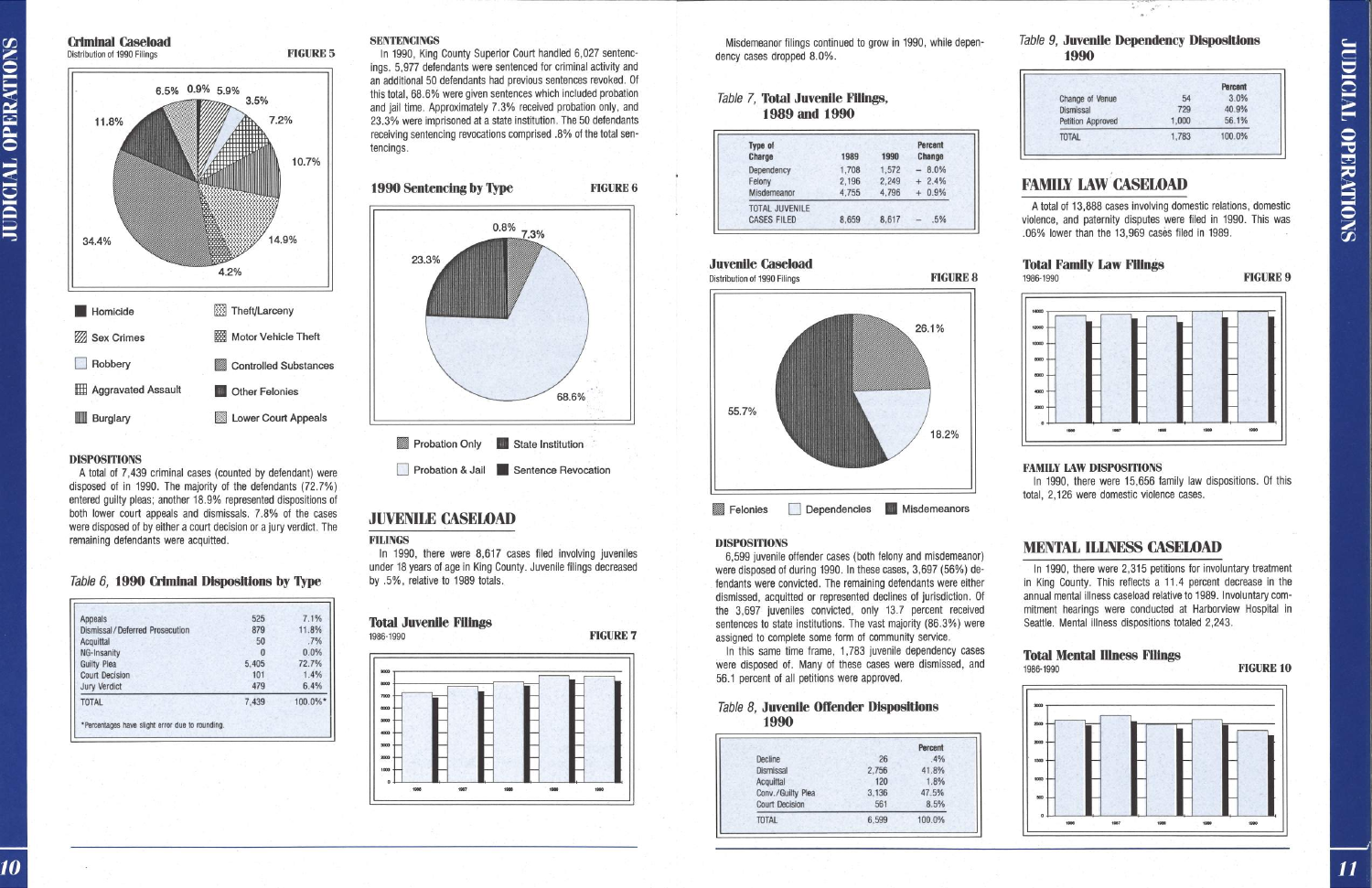## Criminal Caseload

Distribution of 1990 Filings

FIGURE 5

6.5% 0.9% 5.9% 3.5% 7.2% 10.7% 14.9% 4.2% 34.4% 11.8%

Homicide
Sex Crimes
Robbery
Aggravated Assault
Burglary
Theft/Larceny
Motor Vehicle Theft
Controlled Substances
Other Felonies
Lower Court Appeals

### DISPOSITIONS

A total of 7,439 criminal cases (counted by defendant) were disposed of in 1990. The majority of the defendants (72.7%) entered guilty pleas; another 18.9% represented dispositions of both lower court appeals and dismissals. 7.8% of the cases were disposed of by either a court decision or a jury verdict. The remaining defendants were acquitted.

*Table 6,* **1990 Criminal Dispositions by Type**

| | | |
|---|---|---|
| Appeals | 525 | 7.1% |
| Dismissal/Deferred Prosecution | 879 | 11.8% |
| Acquittal | 50 | .7% |
| NG-Insanity | 0 | 0.0% |
| Guilty Plea | 5,405 | 72.7% |
| Court Decision | 101 | 1.4% |
| Jury Verdict | 479 | 6.4% |
| TOTAL | 7,439 | 100.0%* |

*Percentages have slight error due to rounding.

### SENTENCINGS

In 1990, King County Superior Court handled 6,027 sentencings. 5,977 defendants were sentenced for criminal activity and an additional 50 defendants had previous sentences revoked. Of this total, 68.6% were given sentences which included probation and jail time. Approximately 7.3% received probation only, and 23.3% were imprisoned at a state institution. The 50 defendants receiving sentencing revocations comprised .8% of the total sentencings.

## 1990 Sentencing by Type

FIGURE 6

0.8% 7.3% 23.3% 68.6%

Probation Only
State Institution
Probation & Jail
Sentence Revocation

## JUVENILE CASELOAD

### FILINGS

In 1990, there were 8,617 cases filed involving juveniles under 18 years of age in King County. Juvenile filings decreased by .5%, relative to 1989 totals.

## Total Juvenile Filings

1986-1990

FIGURE 7

Misdemeanor filings continued to grow in 1990, while dependency cases dropped 8.0%.

*Table 7,* **Total Juvenile Filings, 1989 and 1990**

| Type of Charge | 1989 | 1990 | Percent Change |
|---|---|---|---|
| Dependency | 1,708 | 1,572 | − 8.0% |
| Felony | 2,196 | 2,249 | + 2.4% |
| Misdemeanor | 4,755 | 4,796 | + 0.9% |
| TOTAL JUVENILE CASES FILED | 8,659 | 8,617 | − .5% |

## Juvenile Caseload

Distribution of 1990 Filings

FIGURE 8

26.1% 18.2% 55.7%

Felonies
Dependencies
Misdemeanors

### DISPOSITIONS

6,599 juvenile offender cases (both felony and misdemeanor) were disposed of during 1990. In these cases, 3,697 (56%) defendants were convicted. The remaining defendants were either dismissed, acquitted or represented declines of jurisdiction. Of the 3,697 juveniles convicted, only 13.7 percent received sentences to state institutions. The vast majority (86.3%) were assigned to complete some form of community service.

In this same time frame, 1,783 juvenile dependency cases were disposed of. Many of these cases were dismissed, and 56.1 percent of all petitions were approved.

*Table 8,* **Juvenile Offender Dispositions 1990**

| | | Percent |
|---|---|---|
| Decline | 26 | .4% |
| Dismissal | 2,756 | 41.8% |
| Acquittal | 120 | 1.8% |
| Conv./Guilty Plea | 3,136 | 47.5% |
| Court Decision | 561 | 8.5% |
| TOTAL | 6,599 | 100.0% |

*Table 9,* **Juvenile Dependency Dispositions 1990**

| | | Percent |
|---|---|---|
| Change of Venue | 54 | 3.0% |
| Dismissal | 729 | 40.9% |
| Petition Approved | 1,000 | 56.1% |
| TOTAL | 1,783 | 100.0% |

## FAMILY LAW CASELOAD

A total of 13,888 cases involving domestic relations, domestic violence, and paternity disputes were filed in 1990. This was .06% lower than the 13,969 cases filed in 1989.

## Total Family Law Filings

1986-1990

FIGURE 9

### FAMILY LAW DISPOSITIONS

In 1990, there were 15,656 family law dispositions. Of this total, 2,126 were domestic violence cases.

## MENTAL ILLNESS CASELOAD

In 1990, there were 2,315 petitions for involuntary treatment in King County. This reflects a 11.4 percent decrease in the annual mental illness caseload relative to 1989. Involuntary commitment hearings were conducted at Harborview Hospital in Seattle. Mental illness dispositions totaled 2,243.

## Total Mental Illness Filings

1986-1990

FIGURE 10